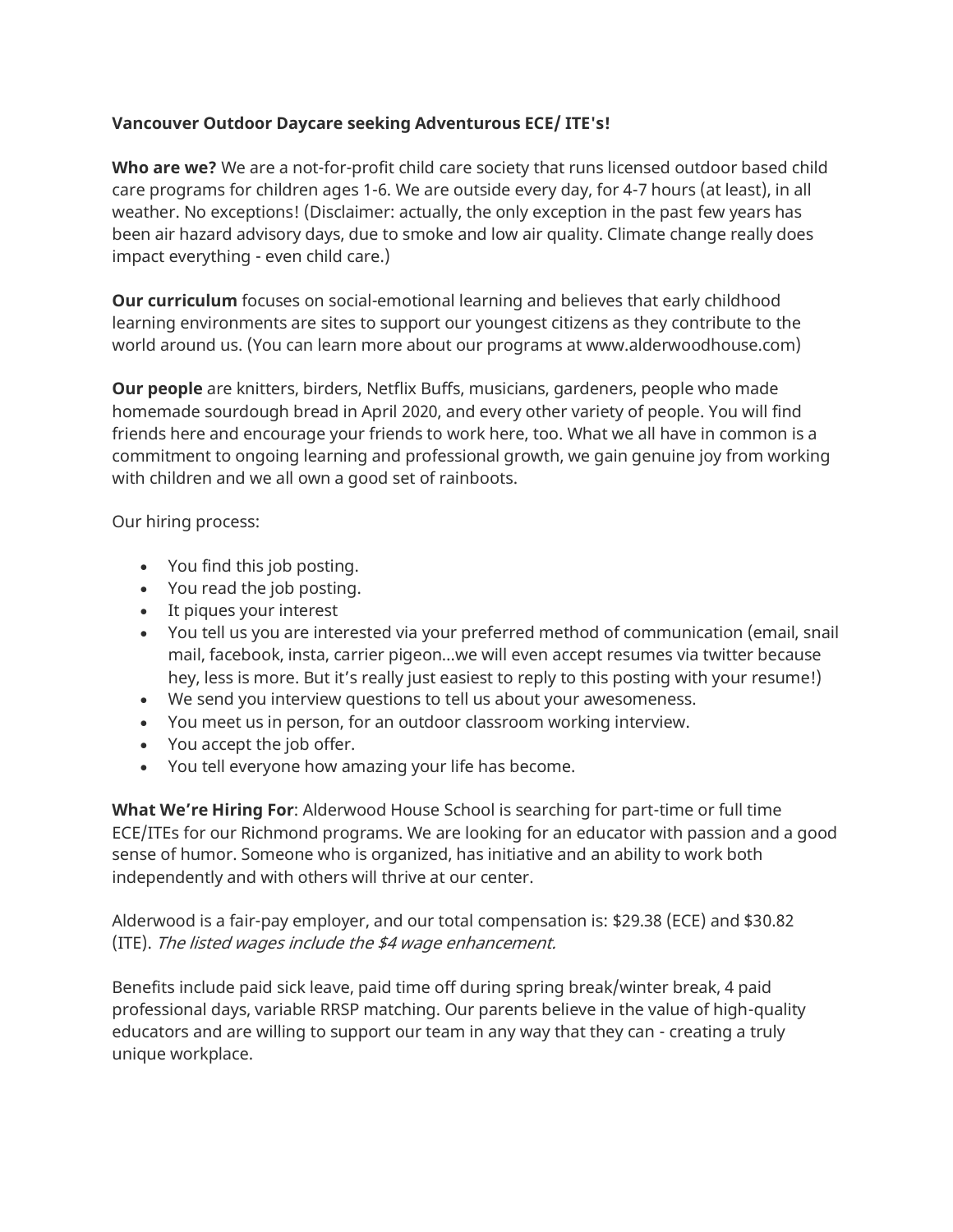**Vancouver Outdoor Daycare seeking Adventurous ECE/ ITE's!**

**Who are we?** We are a not-for-profit child care society that runs licensed outdoor based child care programs for children ages 1-6. We are outside every day, for 4-7 hours (at least), in all weather. No exceptions! (Disclaimer: actually, the only exception in the past few years has been air hazard advisory days, due to smoke and low air quality. Climate change really does impact everything - even child care.)

**Our curriculum** focuses on social-emotional learning and believes that early childhood learning environments are sites to support our youngest citizens as they contribute to the world around us. (You can learn more about our programs at www.alderwoodhouse.com)

**Our people** are knitters, birders, Netflix Buffs, musicians, gardeners, people who made homemade sourdough bread in April 2020, and every other variety of people. You will find friends here and encourage your friends to work here, too. What we all have in common is a commitment to ongoing learning and professional growth, we gain genuine joy from working with children and we all own a good set of rainboots.

Our hiring process:

- You find this job posting.
- You read the job posting.
- It piques your interest
- You tell us you are interested via your preferred method of communication (email, snail mail, facebook, insta, carrier pigeon...we will even accept resumes via twitter because hey, less is more. But it's really just easiest to reply to this posting with your resume!)
- We send you interview questions to tell us about your awesomeness.
- You meet us in person, for an outdoor classroom working interview.
- You accept the job offer.
- You tell everyone how amazing your life has become.

**What We're Hiring For**: Alderwood House School is searching for part-time or full time ECE/ITEs for our Richmond programs. We are looking for an educator with passion and a good sense of humor. Someone who is organized, has initiative and an ability to work both independently and with others will thrive at our center.

Alderwood is a fair-pay employer, and our total compensation is: $29.38 (ECE) and $30.82 (ITE). *The listed wages include the $4 wage enhancement.*

Benefits include paid sick leave, paid time off during spring break/winter break, 4 paid professional days, variable RRSP matching. Our parents believe in the value of high-quality educators and are willing to support our team in any way that they can - creating a truly unique workplace.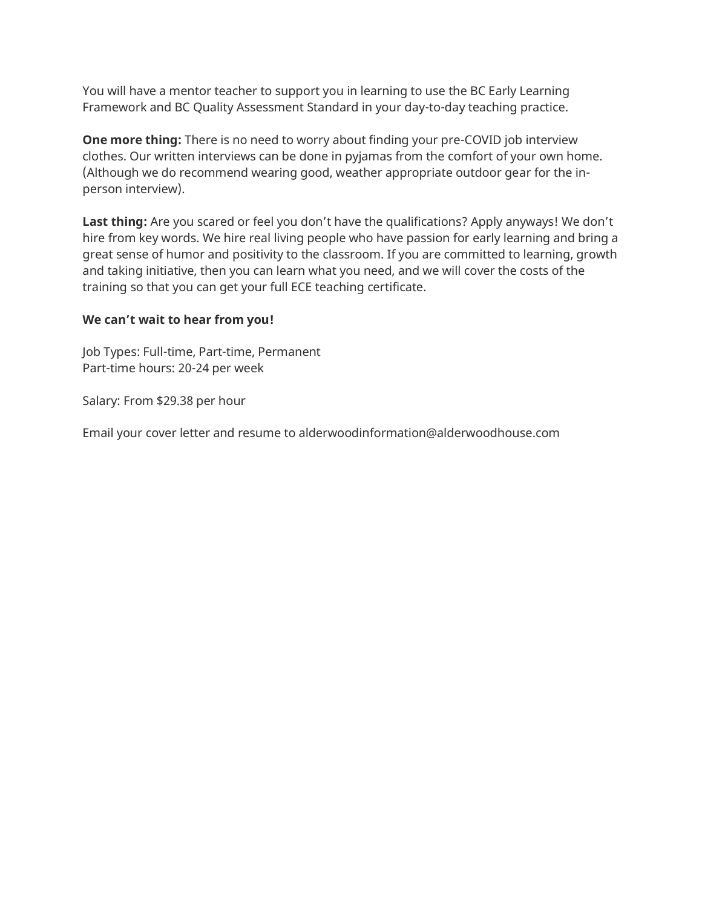You will have a mentor teacher to support you in learning to use the BC Early Learning Framework and BC Quality Assessment Standard in your day-to-day teaching practice.

**One more thing:** There is no need to worry about finding your pre-COVID job interview clothes. Our written interviews can be done in pyjamas from the comfort of your own home. (Although we do recommend wearing good, weather appropriate outdoor gear for the in-person interview).

**Last thing:** Are you scared or feel you don't have the qualifications? Apply anyways! We don't hire from key words. We hire real living people who have passion for early learning and bring a great sense of humor and positivity to the classroom. If you are committed to learning, growth and taking initiative, then you can learn what you need, and we will cover the costs of the training so that you can get your full ECE teaching certificate.

**We can't wait to hear from you!**

Job Types: Full-time, Part-time, Permanent
Part-time hours: 20-24 per week

Salary: From $29.38 per hour

Email your cover letter and resume to alderwoodinformation@alderwoodhouse.com